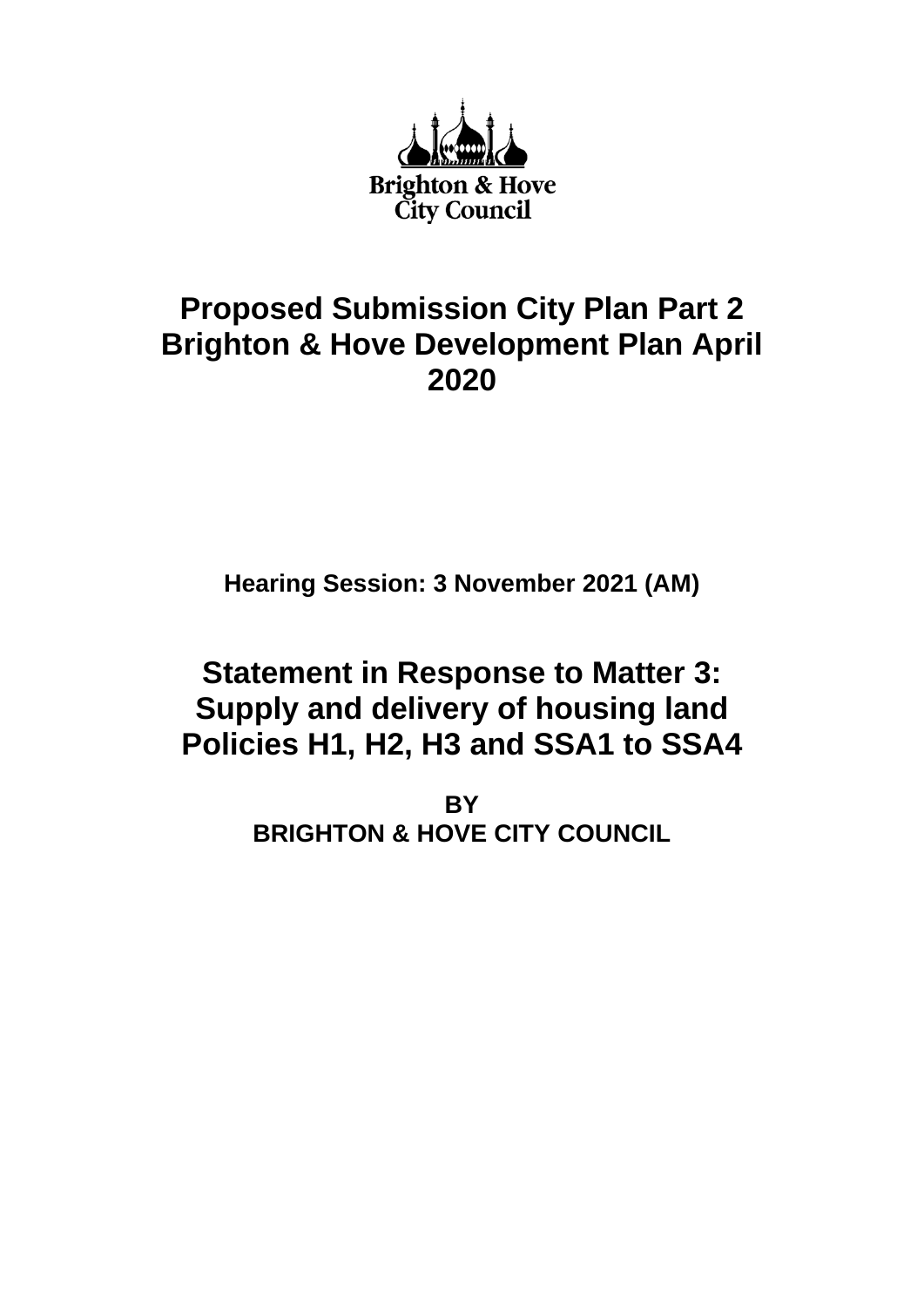Brighton & Hove City Council

# Proposed Submission City Plan Part 2 Brighton & Hove Development Plan April 2020

**Hearing Session: 3 November 2021 (AM)**

# Statement in Response to Matter 3: Supply and delivery of housing land Policies H1, H2, H3 and SSA1 to SSA4

**BY**
**BRIGHTON & HOVE CITY COUNCIL**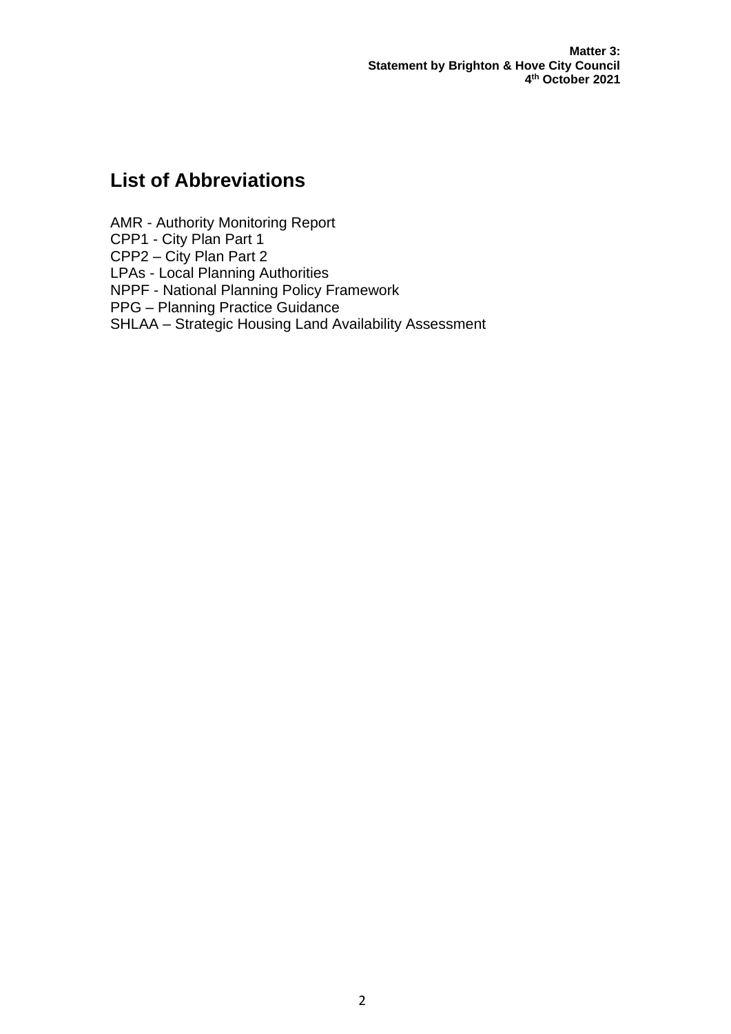## List of Abbreviations

AMR - Authority Monitoring Report
CPP1 - City Plan Part 1
CPP2 – City Plan Part 2
LPAs - Local Planning Authorities
NPPF - National Planning Policy Framework
PPG – Planning Practice Guidance
SHLAA – Strategic Housing Land Availability Assessment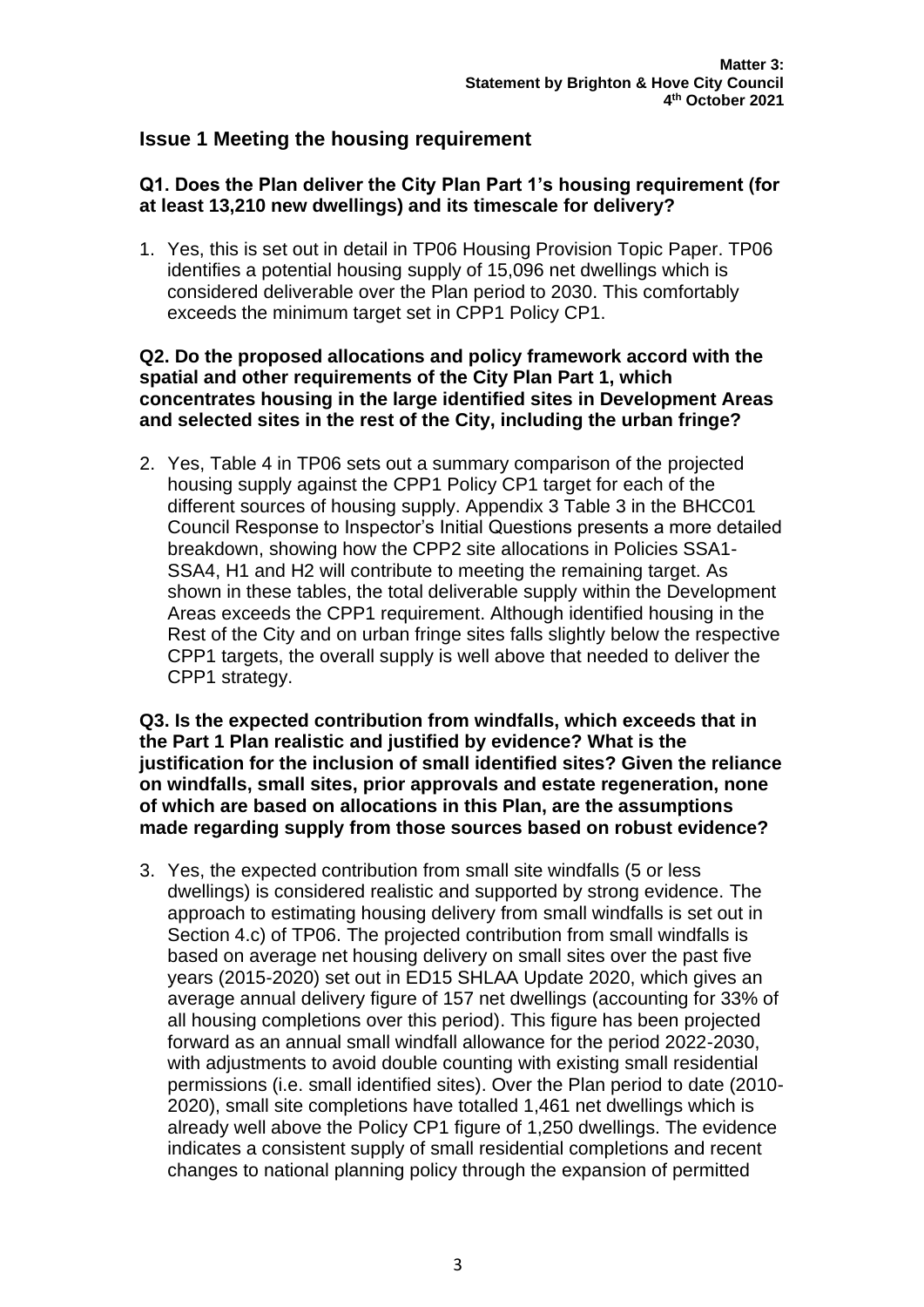## Issue 1 Meeting the housing requirement

**Q1. Does the Plan deliver the City Plan Part 1's housing requirement (for at least 13,210 new dwellings) and its timescale for delivery?**

1. Yes, this is set out in detail in TP06 Housing Provision Topic Paper. TP06 identifies a potential housing supply of 15,096 net dwellings which is considered deliverable over the Plan period to 2030. This comfortably exceeds the minimum target set in CPP1 Policy CP1.

**Q2. Do the proposed allocations and policy framework accord with the spatial and other requirements of the City Plan Part 1, which concentrates housing in the large identified sites in Development Areas and selected sites in the rest of the City, including the urban fringe?**

2. Yes, Table 4 in TP06 sets out a summary comparison of the projected housing supply against the CPP1 Policy CP1 target for each of the different sources of housing supply. Appendix 3 Table 3 in the BHCC01 Council Response to Inspector's Initial Questions presents a more detailed breakdown, showing how the CPP2 site allocations in Policies SSA1-SSA4, H1 and H2 will contribute to meeting the remaining target. As shown in these tables, the total deliverable supply within the Development Areas exceeds the CPP1 requirement. Although identified housing in the Rest of the City and on urban fringe sites falls slightly below the respective CPP1 targets, the overall supply is well above that needed to deliver the CPP1 strategy.

**Q3. Is the expected contribution from windfalls, which exceeds that in the Part 1 Plan realistic and justified by evidence? What is the justification for the inclusion of small identified sites? Given the reliance on windfalls, small sites, prior approvals and estate regeneration, none of which are based on allocations in this Plan, are the assumptions made regarding supply from those sources based on robust evidence?**

3. Yes, the expected contribution from small site windfalls (5 or less dwellings) is considered realistic and supported by strong evidence. The approach to estimating housing delivery from small windfalls is set out in Section 4.c) of TP06. The projected contribution from small windfalls is based on average net housing delivery on small sites over the past five years (2015-2020) set out in ED15 SHLAA Update 2020, which gives an average annual delivery figure of 157 net dwellings (accounting for 33% of all housing completions over this period). This figure has been projected forward as an annual small windfall allowance for the period 2022-2030, with adjustments to avoid double counting with existing small residential permissions (i.e. small identified sites). Over the Plan period to date (2010-2020), small site completions have totalled 1,461 net dwellings which is already well above the Policy CP1 figure of 1,250 dwellings. The evidence indicates a consistent supply of small residential completions and recent changes to national planning policy through the expansion of permitted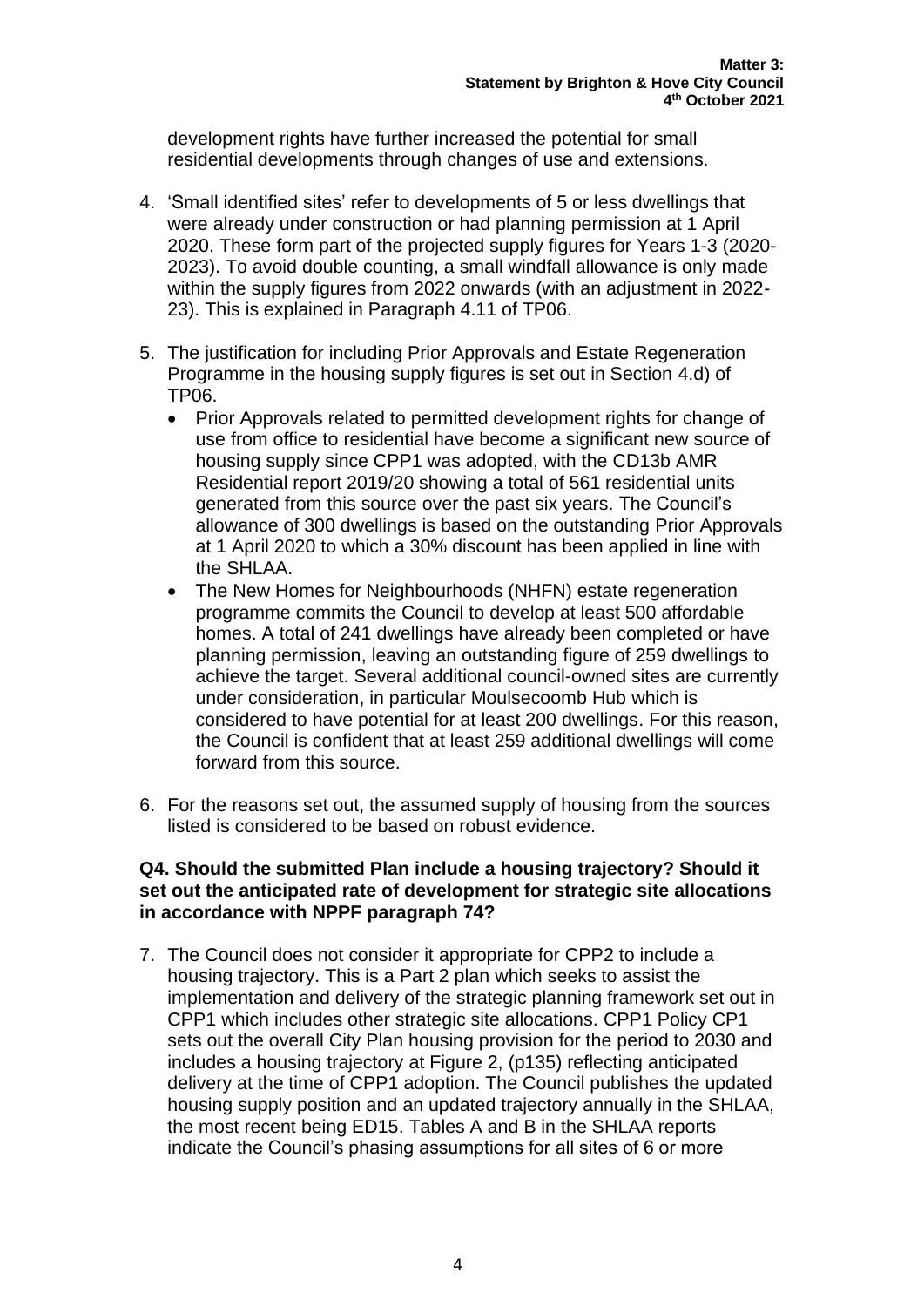development rights have further increased the potential for small residential developments through changes of use and extensions.

4. 'Small identified sites' refer to developments of 5 or less dwellings that were already under construction or had planning permission at 1 April 2020. These form part of the projected supply figures for Years 1-3 (2020-2023). To avoid double counting, a small windfall allowance is only made within the supply figures from 2022 onwards (with an adjustment in 2022-23). This is explained in Paragraph 4.11 of TP06.

5. The justification for including Prior Approvals and Estate Regeneration Programme in the housing supply figures is set out in Section 4.d) of TP06.
   - Prior Approvals related to permitted development rights for change of use from office to residential have become a significant new source of housing supply since CPP1 was adopted, with the CD13b AMR Residential report 2019/20 showing a total of 561 residential units generated from this source over the past six years. The Council's allowance of 300 dwellings is based on the outstanding Prior Approvals at 1 April 2020 to which a 30% discount has been applied in line with the SHLAA.
   - The New Homes for Neighbourhoods (NHFN) estate regeneration programme commits the Council to develop at least 500 affordable homes. A total of 241 dwellings have already been completed or have planning permission, leaving an outstanding figure of 259 dwellings to achieve the target. Several additional council-owned sites are currently under consideration, in particular Moulsecoomb Hub which is considered to have potential for at least 200 dwellings. For this reason, the Council is confident that at least 259 additional dwellings will come forward from this source.

6. For the reasons set out, the assumed supply of housing from the sources listed is considered to be based on robust evidence.

**Q4. Should the submitted Plan include a housing trajectory? Should it set out the anticipated rate of development for strategic site allocations in accordance with NPPF paragraph 74?**

7. The Council does not consider it appropriate for CPP2 to include a housing trajectory. This is a Part 2 plan which seeks to assist the implementation and delivery of the strategic planning framework set out in CPP1 which includes other strategic site allocations. CPP1 Policy CP1 sets out the overall City Plan housing provision for the period to 2030 and includes a housing trajectory at Figure 2, (p135) reflecting anticipated delivery at the time of CPP1 adoption. The Council publishes the updated housing supply position and an updated trajectory annually in the SHLAA, the most recent being ED15. Tables A and B in the SHLAA reports indicate the Council's phasing assumptions for all sites of 6 or more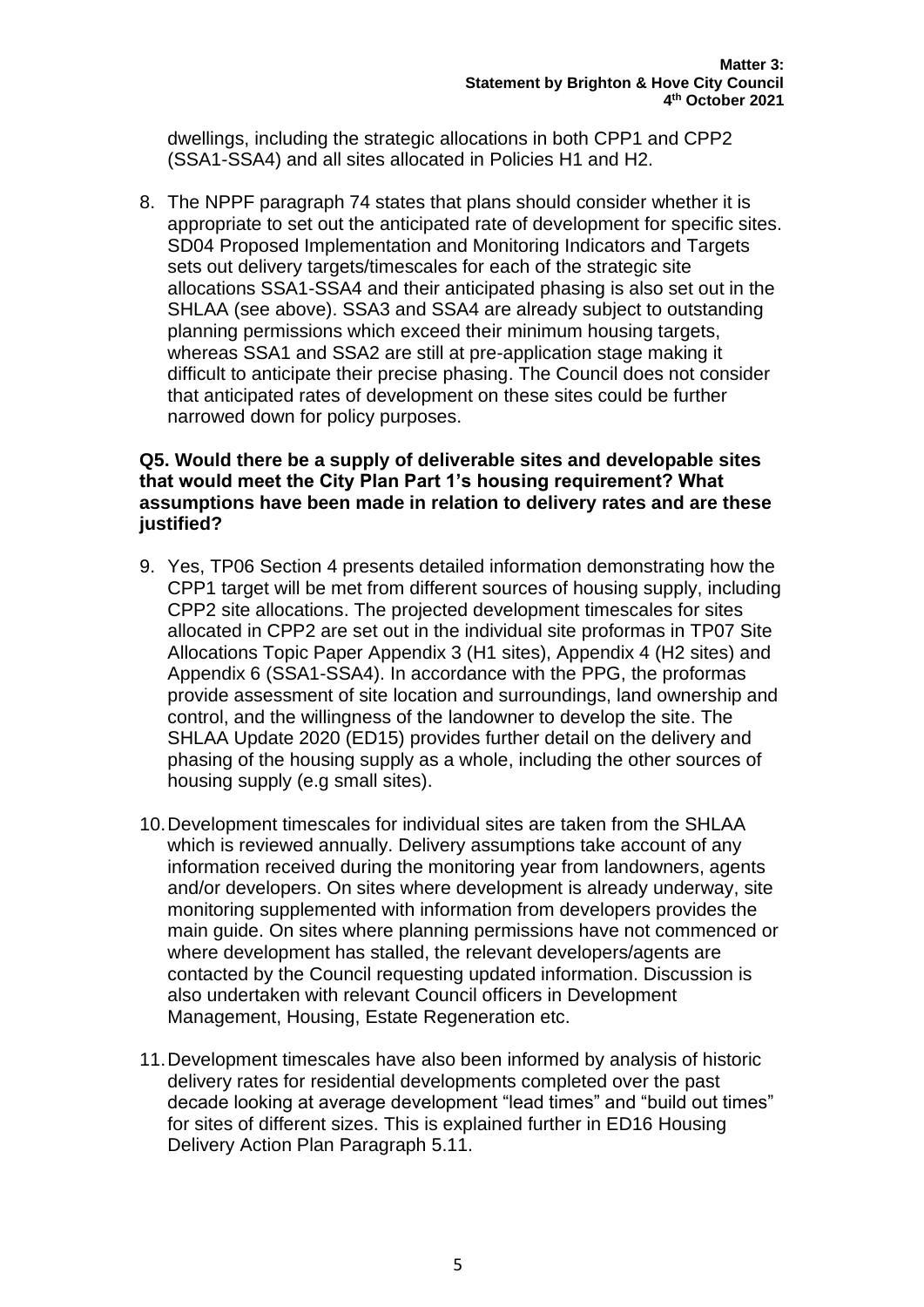dwellings, including the strategic allocations in both CPP1 and CPP2 (SSA1-SSA4) and all sites allocated in Policies H1 and H2.

8. The NPPF paragraph 74 states that plans should consider whether it is appropriate to set out the anticipated rate of development for specific sites. SD04 Proposed Implementation and Monitoring Indicators and Targets sets out delivery targets/timescales for each of the strategic site allocations SSA1-SSA4 and their anticipated phasing is also set out in the SHLAA (see above). SSA3 and SSA4 are already subject to outstanding planning permissions which exceed their minimum housing targets, whereas SSA1 and SSA2 are still at pre-application stage making it difficult to anticipate their precise phasing. The Council does not consider that anticipated rates of development on these sites could be further narrowed down for policy purposes.

**Q5. Would there be a supply of deliverable sites and developable sites that would meet the City Plan Part 1's housing requirement? What assumptions have been made in relation to delivery rates and are these justified?**

9. Yes, TP06 Section 4 presents detailed information demonstrating how the CPP1 target will be met from different sources of housing supply, including CPP2 site allocations. The projected development timescales for sites allocated in CPP2 are set out in the individual site proformas in TP07 Site Allocations Topic Paper Appendix 3 (H1 sites), Appendix 4 (H2 sites) and Appendix 6 (SSA1-SSA4). In accordance with the PPG, the proformas provide assessment of site location and surroundings, land ownership and control, and the willingness of the landowner to develop the site. The SHLAA Update 2020 (ED15) provides further detail on the delivery and phasing of the housing supply as a whole, including the other sources of housing supply (e.g small sites).

10. Development timescales for individual sites are taken from the SHLAA which is reviewed annually. Delivery assumptions take account of any information received during the monitoring year from landowners, agents and/or developers. On sites where development is already underway, site monitoring supplemented with information from developers provides the main guide. On sites where planning permissions have not commenced or where development has stalled, the relevant developers/agents are contacted by the Council requesting updated information. Discussion is also undertaken with relevant Council officers in Development Management, Housing, Estate Regeneration etc.

11. Development timescales have also been informed by analysis of historic delivery rates for residential developments completed over the past decade looking at average development "lead times" and "build out times" for sites of different sizes. This is explained further in ED16 Housing Delivery Action Plan Paragraph 5.11.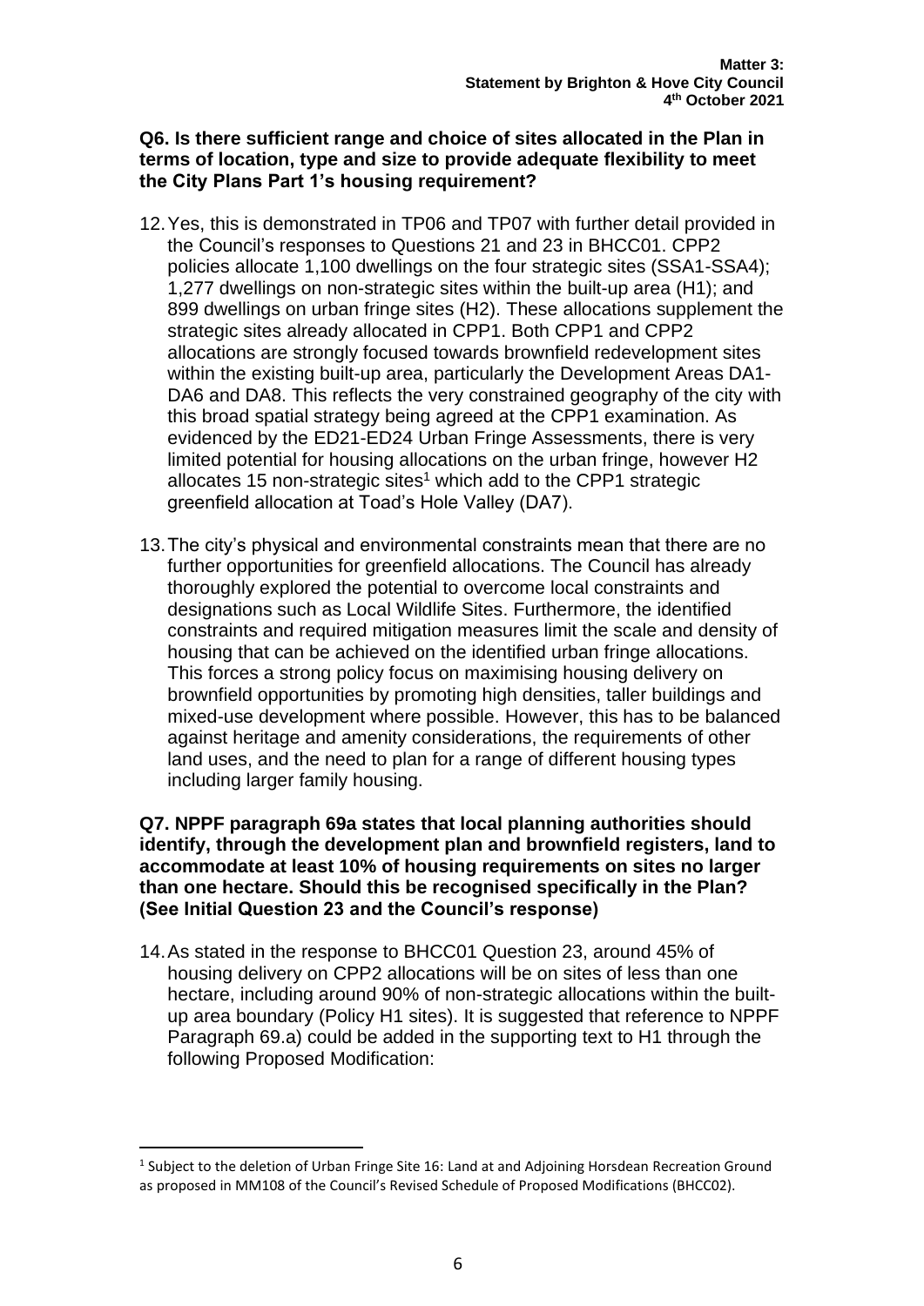**Q6. Is there sufficient range and choice of sites allocated in the Plan in terms of location, type and size to provide adequate flexibility to meet the City Plans Part 1's housing requirement?**

12. Yes, this is demonstrated in TP06 and TP07 with further detail provided in the Council's responses to Questions 21 and 23 in BHCC01. CPP2 policies allocate 1,100 dwellings on the four strategic sites (SSA1-SSA4); 1,277 dwellings on non-strategic sites within the built-up area (H1); and 899 dwellings on urban fringe sites (H2). These allocations supplement the strategic sites already allocated in CPP1. Both CPP1 and CPP2 allocations are strongly focused towards brownfield redevelopment sites within the existing built-up area, particularly the Development Areas DA1-DA6 and DA8. This reflects the very constrained geography of the city with this broad spatial strategy being agreed at the CPP1 examination. As evidenced by the ED21-ED24 Urban Fringe Assessments, there is very limited potential for housing allocations on the urban fringe, however H2 allocates 15 non-strategic sites[1] which add to the CPP1 strategic greenfield allocation at Toad's Hole Valley (DA7).

13. The city's physical and environmental constraints mean that there are no further opportunities for greenfield allocations. The Council has already thoroughly explored the potential to overcome local constraints and designations such as Local Wildlife Sites. Furthermore, the identified constraints and required mitigation measures limit the scale and density of housing that can be achieved on the identified urban fringe allocations. This forces a strong policy focus on maximising housing delivery on brownfield opportunities by promoting high densities, taller buildings and mixed-use development where possible. However, this has to be balanced against heritage and amenity considerations, the requirements of other land uses, and the need to plan for a range of different housing types including larger family housing.

**Q7. NPPF paragraph 69a states that local planning authorities should identify, through the development plan and brownfield registers, land to accommodate at least 10% of housing requirements on sites no larger than one hectare. Should this be recognised specifically in the Plan? (See Initial Question 23 and the Council's response)**

14. As stated in the response to BHCC01 Question 23, around 45% of housing delivery on CPP2 allocations will be on sites of less than one hectare, including around 90% of non-strategic allocations within the built-up area boundary (Policy H1 sites). It is suggested that reference to NPPF Paragraph 69.a) could be added in the supporting text to H1 through the following Proposed Modification:

---

[1] Subject to the deletion of Urban Fringe Site 16: Land at and Adjoining Horsdean Recreation Ground as proposed in MM108 of the Council's Revised Schedule of Proposed Modifications (BHCC02).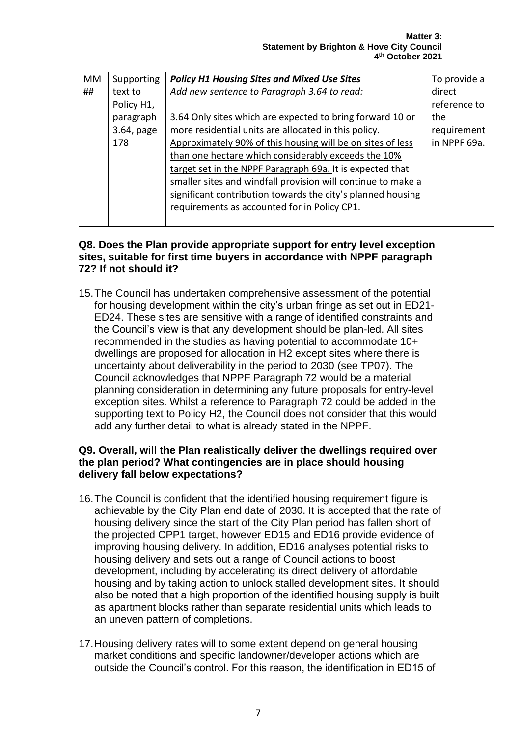| MM ## | Supporting text to Policy H1, paragraph 3.64, page 178 | ***Policy H1 Housing Sites and Mixed Use Sites*** <br> *Add new sentence to Paragraph 3.64 to read:* <br><br> 3.64 Only sites which are expected to bring forward 10 or more residential units are allocated in this policy. <u>Approximately 90% of this housing will be on sites of less than one hectare which considerably exceeds the 10% target set in the NPPF Paragraph 69a.</u> It is expected that smaller sites and windfall provision will continue to make a significant contribution towards the city's planned housing requirements as accounted for in Policy CP1. | To provide a direct reference to the requirement in NPPF 69a. |
|---|---|---|---|

**Q8. Does the Plan provide appropriate support for entry level exception sites, suitable for first time buyers in accordance with NPPF paragraph 72? If not should it?**

15. The Council has undertaken comprehensive assessment of the potential for housing development within the city's urban fringe as set out in ED21-ED24. These sites are sensitive with a range of identified constraints and the Council's view is that any development should be plan-led. All sites recommended in the studies as having potential to accommodate 10+ dwellings are proposed for allocation in H2 except sites where there is uncertainty about deliverability in the period to 2030 (see TP07). The Council acknowledges that NPPF Paragraph 72 would be a material planning consideration in determining any future proposals for entry-level exception sites. Whilst a reference to Paragraph 72 could be added in the supporting text to Policy H2, the Council does not consider that this would add any further detail to what is already stated in the NPPF.

**Q9. Overall, will the Plan realistically deliver the dwellings required over the plan period? What contingencies are in place should housing delivery fall below expectations?**

16. The Council is confident that the identified housing requirement figure is achievable by the City Plan end date of 2030. It is accepted that the rate of housing delivery since the start of the City Plan period has fallen short of the projected CPP1 target, however ED15 and ED16 provide evidence of improving housing delivery. In addition, ED16 analyses potential risks to housing delivery and sets out a range of Council actions to boost development, including by accelerating its direct delivery of affordable housing and by taking action to unlock stalled development sites. It should also be noted that a high proportion of the identified housing supply is built as apartment blocks rather than separate residential units which leads to an uneven pattern of completions.

17. Housing delivery rates will to some extent depend on general housing market conditions and specific landowner/developer actions which are outside the Council's control. For this reason, the identification in ED15 of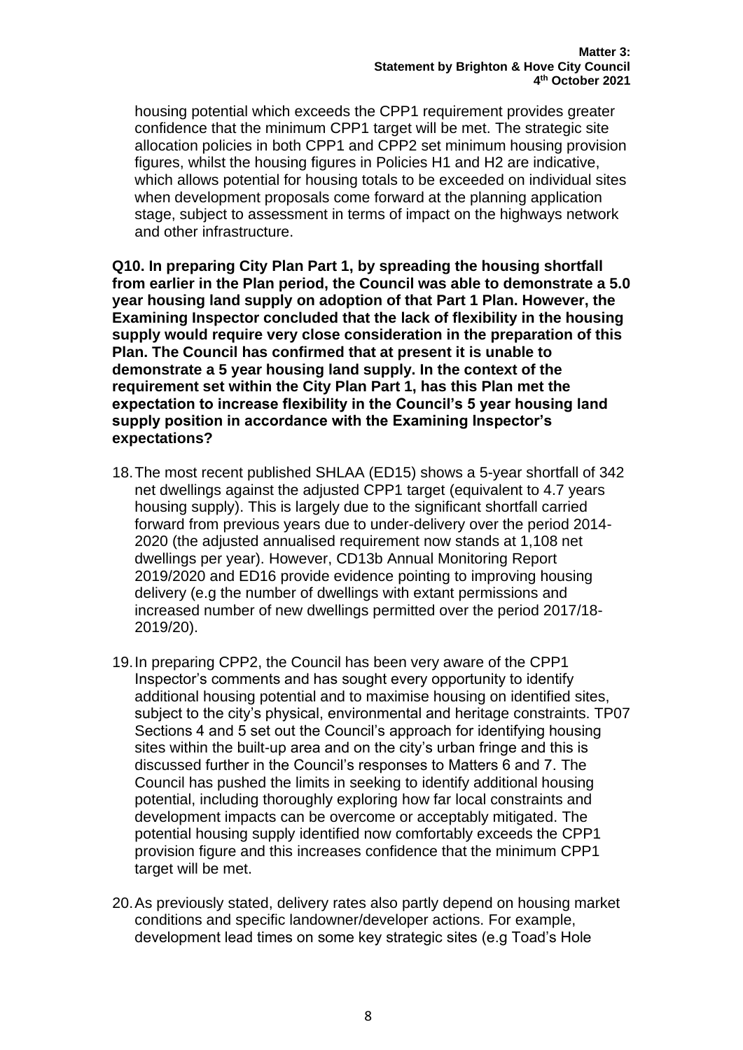housing potential which exceeds the CPP1 requirement provides greater confidence that the minimum CPP1 target will be met. The strategic site allocation policies in both CPP1 and CPP2 set minimum housing provision figures, whilst the housing figures in Policies H1 and H2 are indicative, which allows potential for housing totals to be exceeded on individual sites when development proposals come forward at the planning application stage, subject to assessment in terms of impact on the highways network and other infrastructure.

**Q10. In preparing City Plan Part 1, by spreading the housing shortfall from earlier in the Plan period, the Council was able to demonstrate a 5.0 year housing land supply on adoption of that Part 1 Plan. However, the Examining Inspector concluded that the lack of flexibility in the housing supply would require very close consideration in the preparation of this Plan. The Council has confirmed that at present it is unable to demonstrate a 5 year housing land supply. In the context of the requirement set within the City Plan Part 1, has this Plan met the expectation to increase flexibility in the Council's 5 year housing land supply position in accordance with the Examining Inspector's expectations?**

18. The most recent published SHLAA (ED15) shows a 5-year shortfall of 342 net dwellings against the adjusted CPP1 target (equivalent to 4.7 years housing supply). This is largely due to the significant shortfall carried forward from previous years due to under-delivery over the period 2014-2020 (the adjusted annualised requirement now stands at 1,108 net dwellings per year). However, CD13b Annual Monitoring Report 2019/2020 and ED16 provide evidence pointing to improving housing delivery (e.g the number of dwellings with extant permissions and increased number of new dwellings permitted over the period 2017/18-2019/20).

19. In preparing CPP2, the Council has been very aware of the CPP1 Inspector's comments and has sought every opportunity to identify additional housing potential and to maximise housing on identified sites, subject to the city's physical, environmental and heritage constraints. TP07 Sections 4 and 5 set out the Council's approach for identifying housing sites within the built-up area and on the city's urban fringe and this is discussed further in the Council's responses to Matters 6 and 7. The Council has pushed the limits in seeking to identify additional housing potential, including thoroughly exploring how far local constraints and development impacts can be overcome or acceptably mitigated. The potential housing supply identified now comfortably exceeds the CPP1 provision figure and this increases confidence that the minimum CPP1 target will be met.

20. As previously stated, delivery rates also partly depend on housing market conditions and specific landowner/developer actions. For example, development lead times on some key strategic sites (e.g Toad's Hole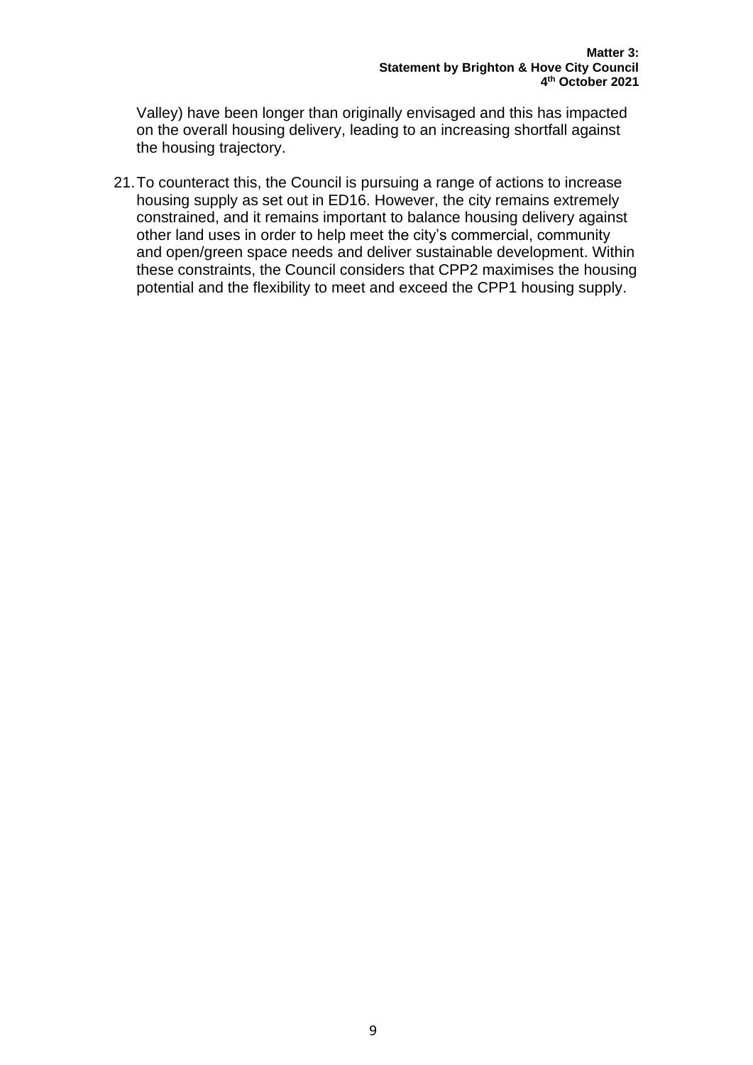Valley) have been longer than originally envisaged and this has impacted on the overall housing delivery, leading to an increasing shortfall against the housing trajectory.

21. To counteract this, the Council is pursuing a range of actions to increase housing supply as set out in ED16. However, the city remains extremely constrained, and it remains important to balance housing delivery against other land uses in order to help meet the city's commercial, community and open/green space needs and deliver sustainable development. Within these constraints, the Council considers that CPP2 maximises the housing potential and the flexibility to meet and exceed the CPP1 housing supply.